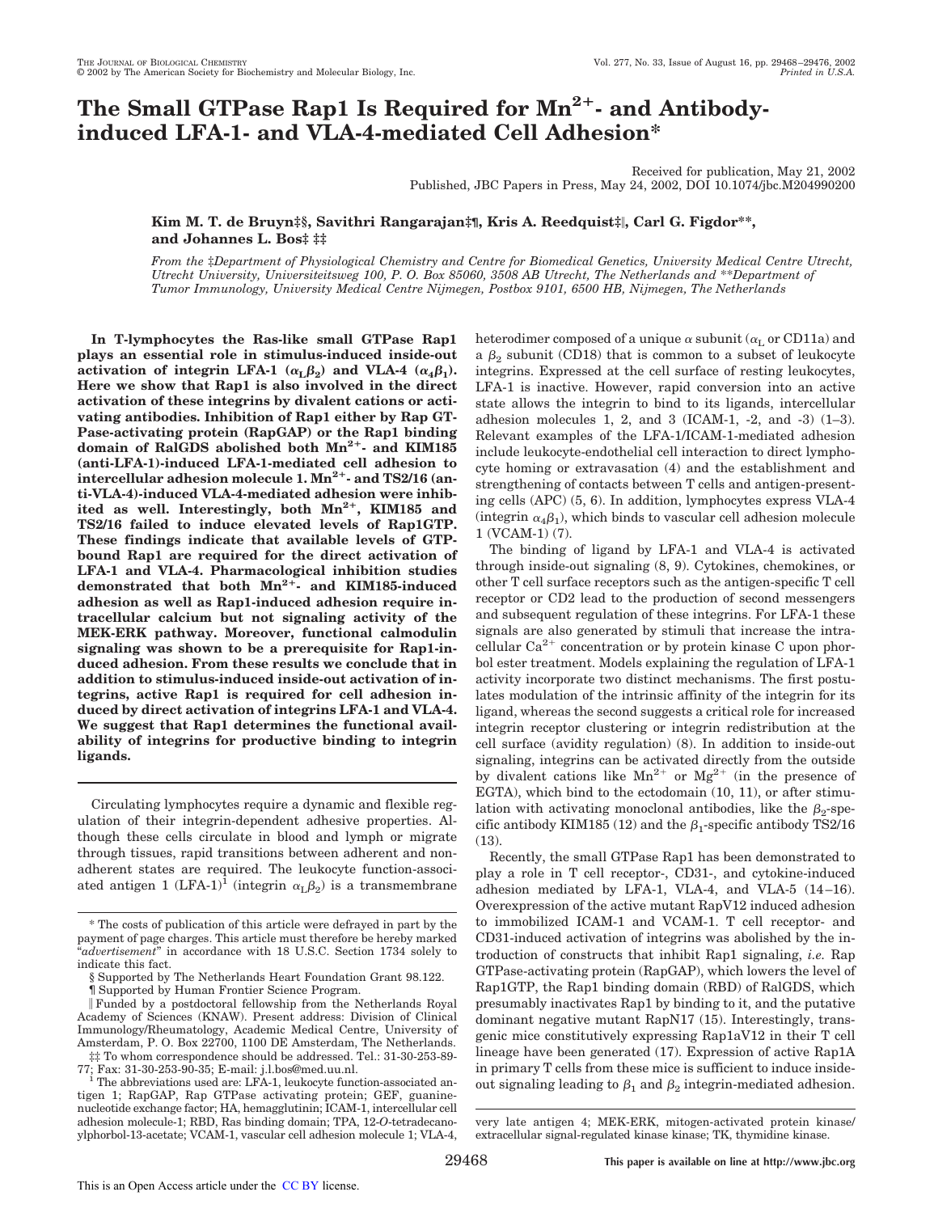# The Small GTPase Rap1 Is Required for $Mn^{2+}$- and Antibody-induced LFA-1- and VLA-4-mediated Cell Adhesion*

Received for publication, May 21, 2002
Published, JBC Papers in Press, May 24, 2002, DOI 10.1074/jbc.M204990200

**Kim M. T. de Bruyn‡§, Savithri Rangarajan‡¶, Kris A. Reedquist‡‖, Carl G. Figdor\*\*, and Johannes L. Bos‡ ‡‡**

*From the ‡Department of Physiological Chemistry and Centre for Biomedical Genetics, University Medical Centre Utrecht, Utrecht University, Universiteitsweg 100, P. O. Box 85060, 3508 AB Utrecht, The Netherlands and \*\*Department of Tumor Immunology, University Medical Centre Nijmegen, Postbox 9101, 6500 HB, Nijmegen, The Netherlands*

**In T-lymphocytes the Ras-like small GTPase Rap1 plays an essential role in stimulus-induced inside-out activation of integrin LFA-1 ($\alpha_L\beta_2$) and VLA-4 ($\alpha_4\beta_1$). Here we show that Rap1 is also involved in the direct activation of these integrins by divalent cations or activating antibodies. Inhibition of Rap1 either by Rap GTPase-activating protein (RapGAP) or the Rap1 binding domain of RalGDS abolished both $Mn^{2+}$- and KIM185 (anti-LFA-1)-induced LFA-1-mediated cell adhesion to intercellular adhesion molecule 1. $Mn^{2+}$- and TS2/16 (anti-VLA-4)-induced VLA-4-mediated adhesion were inhibited as well. Interestingly, both $Mn^{2+}$, KIM185 and TS2/16 failed to induce elevated levels of Rap1GTP. These findings indicate that available levels of GTP-bound Rap1 are required for the direct activation of LFA-1 and VLA-4. Pharmacological inhibition studies demonstrated that both $Mn^{2+}$- and KIM185-induced adhesion as well as Rap1-induced adhesion require intracellular calcium but not signaling activity of the MEK-ERK pathway. Moreover, functional calmodulin signaling was shown to be a prerequisite for Rap1-induced adhesion. From these results we conclude that in addition to stimulus-induced inside-out activation of integrins, active Rap1 is required for cell adhesion induced by direct activation of integrins LFA-1 and VLA-4. We suggest that Rap1 determines the functional availability of integrins for productive binding to integrin ligands.**

Circulating lymphocytes require a dynamic and flexible regulation of their integrin-dependent adhesive properties. Although these cells circulate in blood and lymph or migrate through tissues, rapid transitions between adherent and nonadherent states are required. The leukocyte function-associated antigen 1 (LFA-1)[1] (integrin $\alpha_L\beta_2$) is a transmembrane heterodimer composed of a unique $\alpha$ subunit ($\alpha_L$ or CD11a) and a $\beta_2$ subunit (CD18) that is common to a subset of leukocyte integrins. Expressed at the cell surface of resting leukocytes, LFA-1 is inactive. However, rapid conversion into an active state allows the integrin to bind to its ligands, intercellular adhesion molecules 1, 2, and 3 (ICAM-1, -2, and -3) (1–3). Relevant examples of the LFA-1/ICAM-1-mediated adhesion include leukocyte-endothelial cell interaction to direct lymphocyte homing or extravasation (4) and the establishment and strengthening of contacts between T cells and antigen-presenting cells (APC) (5, 6). In addition, lymphocytes express VLA-4 (integrin $\alpha_4\beta_1$), which binds to vascular cell adhesion molecule 1 (VCAM-1) (7).

The binding of ligand by LFA-1 and VLA-4 is activated through inside-out signaling (8, 9). Cytokines, chemokines, or other T cell surface receptors such as the antigen-specific T cell receptor or CD2 lead to the production of second messengers and subsequent regulation of these integrins. For LFA-1 these signals are also generated by stimuli that increase the intracellular $Ca^{2+}$ concentration or by protein kinase C upon phorbol ester treatment. Models explaining the regulation of LFA-1 activity incorporate two distinct mechanisms. The first postulates modulation of the intrinsic affinity of the integrin for its ligand, whereas the second suggests a critical role for increased integrin receptor clustering or integrin redistribution at the cell surface (avidity regulation) (8). In addition to inside-out signaling, integrins can be activated directly from the outside by divalent cations like $Mn^{2+}$ or $Mg^{2+}$ (in the presence of EGTA), which bind to the ectodomain (10, 11), or after stimulation with activating monoclonal antibodies, like the $\beta_2$-specific antibody KIM185 (12) and the $\beta_1$-specific antibody TS2/16 (13).

Recently, the small GTPase Rap1 has been demonstrated to play a role in T cell receptor-, CD31-, and cytokine-induced adhesion mediated by LFA-1, VLA-4, and VLA-5 (14–16). Overexpression of the active mutant RapV12 induced adhesion to immobilized ICAM-1 and VCAM-1. T cell receptor- and CD31-induced activation of integrins was abolished by the introduction of constructs that inhibit Rap1 signaling, *i.e.* Rap GTPase-activating protein (RapGAP), which lowers the level of Rap1GTP, the Rap1 binding domain (RBD) of RalGDS, which presumably inactivates Rap1 by binding to it, and the putative dominant negative mutant RapN17 (15). Interestingly, transgenic mice constitutively expressing Rap1aV12 in their T cell lineage have been generated (17). Expression of active Rap1A in primary T cells from these mice is sufficient to induce inside-out signaling leading to $\beta_1$ and $\beta_2$ integrin-mediated adhesion.

---

\* The costs of publication of this article were defrayed in part by the payment of page charges. This article must therefore be hereby marked "*advertisement*" in accordance with 18 U.S.C. Section 1734 solely to indicate this fact.

§ Supported by The Netherlands Heart Foundation Grant 98.122.

¶ Supported by Human Frontier Science Program.

‖ Funded by a postdoctoral fellowship from the Netherlands Royal Academy of Sciences (KNAW). Present address: Division of Clinical Immunology/Rheumatology, Academic Medical Centre, University of Amsterdam, P. O. Box 22700, 1100 DE Amsterdam, The Netherlands.

‡‡ To whom correspondence should be addressed. Tel.: 31-30-253-89-77; Fax: 31-30-253-90-35; E-mail: j.l.bos@med.uu.nl.

[1] The abbreviations used are: LFA-1, leukocyte function-associated antigen 1; RapGAP, Rap GTPase activating protein; GEF, guanine-nucleotide exchange factor; HA, hemagglutinin; ICAM-1, intercellular cell adhesion molecule-1; RBD, Ras binding domain; TPA, 12-*O*-tetradecanoylphorbol-13-acetate; VCAM-1, vascular cell adhesion molecule 1; VLA-4, very late antigen 4; MEK-ERK, mitogen-activated protein kinase/extracellular signal-regulated kinase kinase; TK, thymidine kinase.

This paper is available on line at http://www.jbc.org

This is an Open Access article under the CC BY license.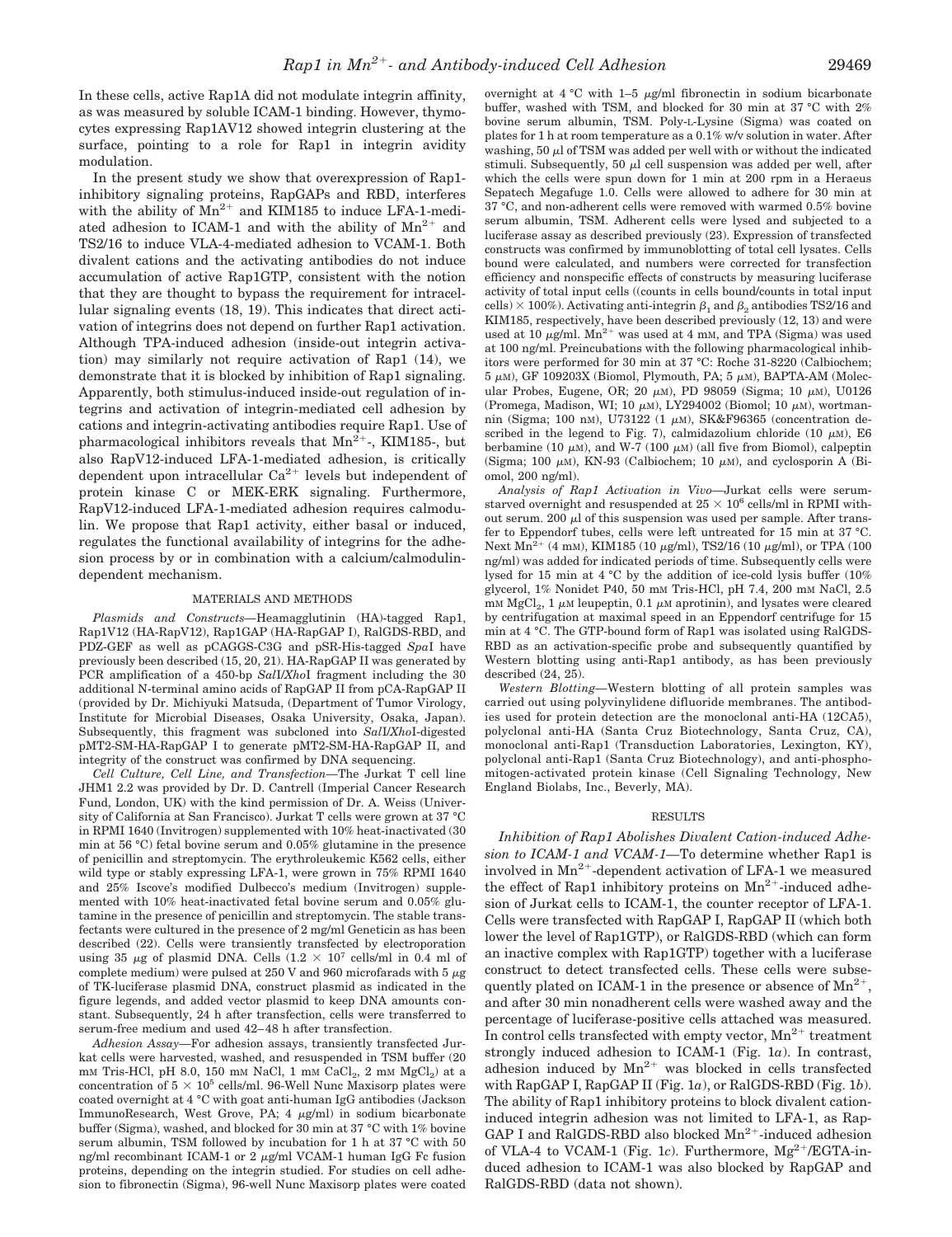In these cells, active Rap1A did not modulate integrin affinity, as was measured by soluble ICAM-1 binding. However, thymocytes expressing Rap1AV12 showed integrin clustering at the surface, pointing to a role for Rap1 in integrin avidity modulation.

In the present study we show that overexpression of Rap1-inhibitory signaling proteins, RapGAPs and RBD, interferes with the ability of $Mn^{2+}$ and KIM185 to induce LFA-1-mediated adhesion to ICAM-1 and with the ability of $Mn^{2+}$ and TS2/16 to induce VLA-4-mediated adhesion to VCAM-1. Both divalent cations and the activating antibodies do not induce accumulation of active Rap1GTP, consistent with the notion that they are thought to bypass the requirement for intracellular signaling events (18, 19). This indicates that direct activation of integrins does not depend on further Rap1 activation. Although TPA-induced adhesion (inside-out integrin activation) may similarly not require activation of Rap1 (14), we demonstrate that it is blocked by inhibition of Rap1 signaling. Apparently, both stimulus-induced inside-out regulation of integrins and activation of integrin-mediated cell adhesion by cations and integrin-activating antibodies require Rap1. Use of pharmacological inhibitors reveals that $Mn^{2+}$-, KIM185-, but also RapV12-induced LFA-1-mediated adhesion, is critically dependent upon intracellular $Ca^{2+}$ levels but independent of protein kinase C or MEK-ERK signaling. Furthermore, RapV12-induced LFA-1-mediated adhesion requires calmodulin. We propose that Rap1 activity, either basal or induced, regulates the functional availability of integrins for the adhesion process by or in combination with a calcium/calmodulin-dependent mechanism.

## MATERIALS AND METHODS

*Plasmids and Constructs*—Heamagglutinin (HA)-tagged Rap1, Rap1V12 (HA-RapV12), Rap1GAP (HA-RapGAP I), RalGDS-RBD, and PDZ-GEF as well as pCAGGS-C3G and pSR-His-tagged *Spa*I have previously been described (15, 20, 21). HA-RapGAP II was generated by PCR amplification of a 450-bp *Sal*I/*Xho*I fragment including the 30 additional N-terminal amino acids of RapGAP II from pCA-RapGAP II (provided by Dr. Michiyuki Matsuda, (Department of Tumor Virology, Institute for Microbial Diseases, Osaka University, Osaka, Japan). Subsequently, this fragment was subcloned into *Sal*I/*Xho*I-digested pMT2-SM-HA-RapGAP I to generate pMT2-SM-HA-RapGAP II, and integrity of the construct was confirmed by DNA sequencing.

*Cell Culture, Cell Line, and Transfection*—The Jurkat T cell line JHM1 2.2 was provided by Dr. D. Cantrell (Imperial Cancer Research Fund, London, UK) with the kind permission of Dr. A. Weiss (University of California at San Francisco). Jurkat T cells were grown at 37 °C in RPMI 1640 (Invitrogen) supplemented with 10% heat-inactivated (30 min at 56 °C) fetal bovine serum and 0.05% glutamine in the presence of penicillin and streptomycin. The erythroleukemic K562 cells, either wild type or stably expressing LFA-1, were grown in 75% RPMI 1640 and 25% Iscove's modified Dulbecco's medium (Invitrogen) supplemented with 10% heat-inactivated fetal bovine serum and 0.05% glutamine in the presence of penicillin and streptomycin. The stable transfectants were cultured in the presence of 2 mg/ml Geneticin as has been described (22). Cells were transiently transfected by electroporation using 35 μg of plasmid DNA. Cells ($1.2 \times 10^7$ cells/ml in 0.4 ml of complete medium) were pulsed at 250 V and 960 microfarads with 5 μg of TK-luciferase plasmid DNA, construct plasmid as indicated in the figure legends, and added vector plasmid to keep DNA amounts constant. Subsequently, 24 h after transfection, cells were transferred to serum-free medium and used 42–48 h after transfection.

*Adhesion Assay*—For adhesion assays, transiently transfected Jurkat cells were harvested, washed, and resuspended in TSM buffer (20 mM Tris-HCl, pH 8.0, 150 mM NaCl, 1 mM $CaCl_2$, 2 mM $MgCl_2$) at a concentration of $5 \times 10^5$ cells/ml. 96-Well Nunc Maxisorp plates were coated overnight at 4 °C with goat anti-human IgG antibodies (Jackson ImmunoResearch, West Grove, PA; 4 μg/ml) in sodium bicarbonate buffer (Sigma), washed, and blocked for 30 min at 37 °C with 1% bovine serum albumin, TSM followed by incubation for 1 h at 37 °C with 50 ng/ml recombinant ICAM-1 or 2 μg/ml VCAM-1 human IgG Fc fusion proteins, depending on the integrin studied. For studies on cell adhesion to fibronectin (Sigma), 96-well Nunc Maxisorp plates were coated overnight at 4 °C with 1–5 μg/ml fibronectin in sodium bicarbonate buffer, washed with TSM, and blocked for 30 min at 37 °C with 2% bovine serum albumin, TSM. Poly-L-Lysine (Sigma) was coated on plates for 1 h at room temperature as a 0.1% w/v solution in water. After washing, 50 μl of TSM was added per well with or without the indicated stimuli. Subsequently, 50 μl cell suspension was added per well, after which the cells were spun down for 1 min at 200 rpm in a Heraeus Sepatech Megafuge 1.0. Cells were allowed to adhere for 30 min at 37 °C, and non-adherent cells were removed with warmed 0.5% bovine serum albumin, TSM. Adherent cells were lysed and subjected to a luciferase assay as described previously (23). Expression of transfected constructs was confirmed by immunoblotting of total cell lysates. Cells bound were calculated, and numbers were corrected for transfection efficiency and nonspecific effects of constructs by measuring luciferase activity of total input cells ((counts in cells bound/counts in total input cells) × 100%). Activating anti-integrin $\beta_1$ and $\beta_2$ antibodies TS2/16 and KIM185, respectively, have been described previously (12, 13) and were used at 10 μg/ml. $Mn^{2+}$ was used at 4 mM, and TPA (Sigma) was used at 100 ng/ml. Preincubations with the following pharmacological inhibitors were performed for 30 min at 37 °C: Roche 31-8220 (Calbiochem; 5 μM), GF 109203X (Biomol, Plymouth, PA; 5 μM), BAPTA-AM (Molecular Probes, Eugene, OR; 20 μM), PD 98059 (Sigma; 10 μM), U0126 (Promega, Madison, WI; 10 μM), LY294002 (Biomol; 10 μM), wortmannin (Sigma; 100 nM), U73122 (1 μM), SK&F96365 (concentration described in the legend to Fig. 7), calmidazolium chloride (10 μM), E6 berbamine (10 μM), and W-7 (100 μM) (all five from Biomol), calpeptin (Sigma; 100 μM), KN-93 (Calbiochem; 10 μM), and cyclosporin A (Biomol, 200 ng/ml).

*Analysis of Rap1 Activation in Vivo*—Jurkat cells were serum-starved overnight and resuspended at $25 \times 10^6$ cells/ml in RPMI without serum. 200 μl of this suspension was used per sample. After transfer to Eppendorf tubes, cells were left untreated for 15 min at 37 °C. Next $Mn^{2+}$ (4 mM), KIM185 (10 μg/ml), TS2/16 (10 μg/ml), or TPA (100 ng/ml) was added for indicated periods of time. Subsequently cells were lysed for 15 min at 4 °C by the addition of ice-cold lysis buffer (10% glycerol, 1% Nonidet P40, 50 mM Tris-HCl, pH 7.4, 200 mM NaCl, 2.5 mM $MgCl_2$, 1 μM leupeptin, 0.1 μM aprotinin), and lysates were cleared by centrifugation at maximal speed in an Eppendorf centrifuge for 15 min at 4 °C. The GTP-bound form of Rap1 was isolated using RalGDS-RBD as an activation-specific probe and subsequently quantified by Western blotting using anti-Rap1 antibody, as has been previously described (24, 25).

*Western Blotting*—Western blotting of all protein samples was carried out using polyvinylidene difluoride membranes. The antibodies used for protein detection are the monoclonal anti-HA (12CA5), polyclonal anti-HA (Santa Cruz Biotechnology, Santa Cruz, CA), monoclonal anti-Rap1 (Transduction Laboratories, Lexington, KY), polyclonal anti-Rap1 (Santa Cruz Biotechnology), and anti-phospho-mitogen-activated protein kinase (Cell Signaling Technology, New England Biolabs, Inc., Beverly, MA).

## RESULTS

*Inhibition of Rap1 Abolishes Divalent Cation-induced Adhesion to ICAM-1 and VCAM-1*—To determine whether Rap1 is involved in $Mn^{2+}$-dependent activation of LFA-1 we measured the effect of Rap1 inhibitory proteins on $Mn^{2+}$-induced adhesion of Jurkat cells to ICAM-1, the counter receptor of LFA-1. Cells were transfected with RapGAP I, RapGAP II (which both lower the level of Rap1GTP), or RalGDS-RBD (which can form an inactive complex with Rap1GTP) together with a luciferase construct to detect transfected cells. These cells were subsequently plated on ICAM-1 in the presence or absence of $Mn^{2+}$, and after 30 min nonadherent cells were washed away and the percentage of luciferase-positive cells attached was measured. In control cells transfected with empty vector, $Mn^{2+}$ treatment strongly induced adhesion to ICAM-1 (Fig. 1*a*). In contrast, adhesion induced by $Mn^{2+}$ was blocked in cells transfected with RapGAP I, RapGAP II (Fig. 1*a*), or RalGDS-RBD (Fig. 1*b*). The ability of Rap1 inhibitory proteins to block divalent cation-induced integrin adhesion was not limited to LFA-1, as RapGAP I and RalGDS-RBD also blocked $Mn^{2+}$-induced adhesion of VLA-4 to VCAM-1 (Fig. 1*c*). Furthermore, $Mg^{2+}$/EGTA-induced adhesion to ICAM-1 was also blocked by RapGAP and RalGDS-RBD (data not shown).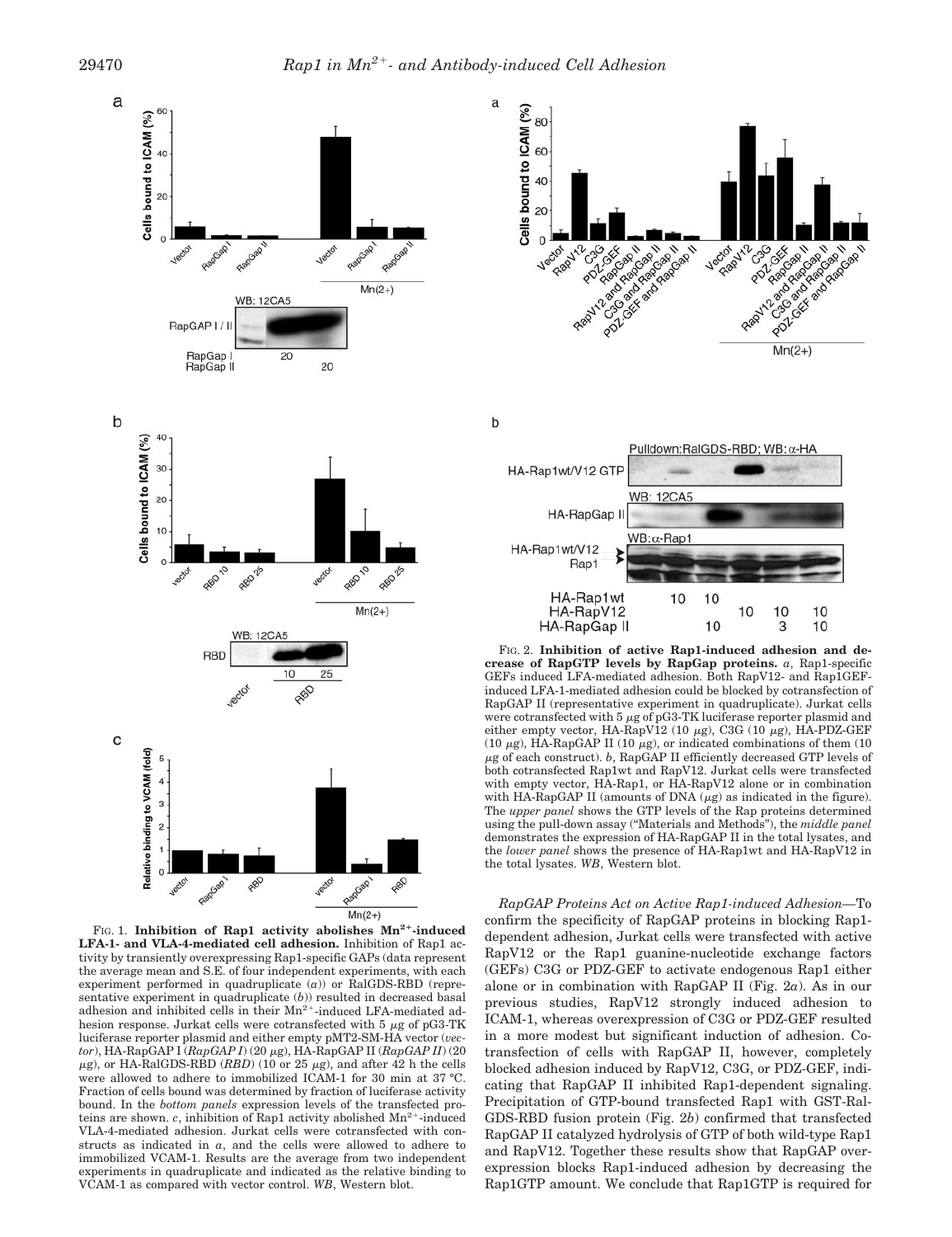**FIG. 1. Inhibition of Rap1 activity abolishes $Mn^{2+}$-induced LFA-1- and VLA-4-mediated cell adhesion.** Inhibition of Rap1 activity by transiently overexpressing Rap1-specific GAPs (data represent the average mean and S.E. of four independent experiments, with each experiment performed in quadruplicate (*a*)) or RalGDS-RBD (representative experiment in quadruplicate (*b*)) resulted in decreased basal adhesion and inhibited cells in their $Mn^{2+}$-induced LFA-mediated adhesion response. Jurkat cells were cotransfected with 5 μg of pG3-TK luciferase reporter plasmid and either empty pMT2-SM-HA vector (*vector*), HA-RapGAP I (*RapGAP I*) (20 μg), HA-RapGAP II (*RapGAP II*) (20 μg), or HA-RalGDS-RBD (*RBD*) (10 or 25 μg), and after 42 h the cells were allowed to adhere to immobilized ICAM-1 for 30 min at 37 °C. Fraction of cells bound was determined by fraction of luciferase activity bound. In the *bottom panels* expression levels of the transfected proteins are shown. *c*, inhibition of Rap1 activity abolished $Mn^{2+}$-induced VLA-4-mediated adhesion. Jurkat cells were cotransfected with constructs as indicated in *a*, and the cells were allowed to adhere to immobilized VCAM-1. Results are the average from two independent experiments in quadruplicate and indicated as the relative binding to VCAM-1 as compared with vector control. *WB*, Western blot.

**FIG. 2. Inhibition of active Rap1-induced adhesion and decrease of RapGTP levels by RapGap proteins.** *a*, Rap1-specific GEFs induced LFA-mediated adhesion. Both RapV12- and Rap1GEF-induced LFA-1-mediated adhesion could be blocked by cotransfection of RapGAP II (representative experiment in quadruplicate). Jurkat cells were cotransfected with 5 μg of pG3-TK luciferase reporter plasmid and either empty vector, HA-RapV12 (10 μg), C3G (10 μg), HA-PDZ-GEF (10 μg), HA-RapGAP II (10 μg), or indicated combinations of them (10 μg of each construct). *b*, RapGAP II efficiently decreased GTP levels of both cotransfected Rap1wt and RapV12. Jurkat cells were transfected with empty vector, HA-Rap1, or HA-RapV12 alone or in combination with HA-RapGAP II (amounts of DNA (μg) as indicated in the figure). The *upper panel* shows the GTP levels of the Rap proteins determined using the pull-down assay ("Materials and Methods"), the *middle panel* demonstrates the expression of HA-RapGAP II in the total lysates, and the *lower panel* shows the presence of HA-Rap1wt and HA-RapV12 in the total lysates. *WB*, Western blot.

*RapGAP Proteins Act on Active Rap1-induced Adhesion*—To confirm the specificity of RapGAP proteins in blocking Rap1-dependent adhesion, Jurkat cells were transfected with active RapV12 or the Rap1 guanine-nucleotide exchange factors (GEFs) C3G or PDZ-GEF to activate endogenous Rap1 either alone or in combination with RapGAP II (Fig. 2*a*). As in our previous studies, RapV12 strongly induced adhesion to ICAM-1, whereas overexpression of C3G or PDZ-GEF resulted in a more modest but significant induction of adhesion. Cotransfection of cells with RapGAP II, however, completely blocked adhesion induced by RapV12, C3G, or PDZ-GEF, indicating that RapGAP II inhibited Rap1-dependent signaling. Precipitation of GTP-bound transfected Rap1 with GST-RalGDS-RBD fusion protein (Fig. 2*b*) confirmed that transfected RapGAP II catalyzed hydrolysis of GTP of both wild-type Rap1 and RapV12. Together these results show that RapGAP overexpression blocks Rap1-induced adhesion by decreasing the Rap1GTP amount. We conclude that Rap1GTP is required for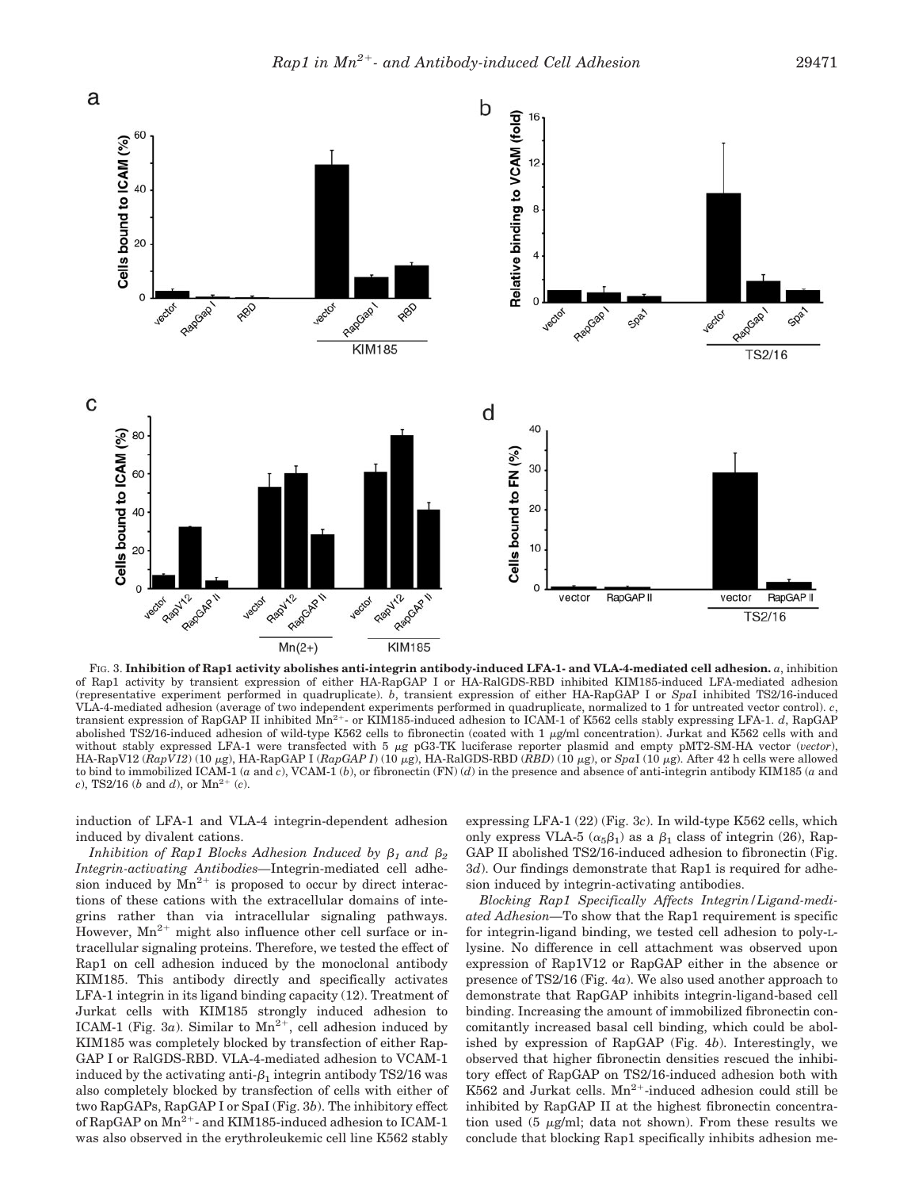FIG. 3. **Inhibition of Rap1 activity abolishes anti-integrin antibody-induced LFA-1- and VLA-4-mediated cell adhesion.** *a*, inhibition of Rap1 activity by transient expression of either HA-RapGAP I or HA-RalGDS-RBD inhibited KIM185-induced LFA-mediated adhesion (representative experiment performed in quadruplicate). *b*, transient expression of either HA-RapGAP I or *Spa*I inhibited TS2/16-induced VLA-4-mediated adhesion (average of two independent experiments performed in quadruplicate, normalized to 1 for untreated vector control). *c*, transient expression of RapGAP II inhibited $Mn^{2+}$- or KIM185-induced adhesion to ICAM-1 of K562 cells stably expressing LFA-1. *d*, RapGAP abolished TS2/16-induced adhesion of wild-type K562 cells to fibronectin (coated with 1 μg/ml concentration). Jurkat and K562 cells with and without stably expressed LFA-1 were transfected with 5 μg pG3-TK luciferase reporter plasmid and empty pMT2-SM-HA vector (*vector*), HA-RapV12 (*RapV12*) (10 μg), HA-RapGAP I (*RapGAP I*) (10 μg), HA-RalGDS-RBD (*RBD*) (10 μg), or *Spa*I (10 μg). After 42 h cells were allowed to bind to immobilized ICAM-1 (*a* and *c*), VCAM-1 (*b*), or fibronectin (FN) (*d*) in the presence and absence of anti-integrin antibody KIM185 (*a* and *c*), TS2/16 (*b* and *d*), or $Mn^{2+}$ (*c*).

induction of LFA-1 and VLA-4 integrin-dependent adhesion induced by divalent cations.

*Inhibition of Rap1 Blocks Adhesion Induced by $\beta_1$ and $\beta_2$ Integrin-activating Antibodies*—Integrin-mediated cell adhesion induced by $Mn^{2+}$ is proposed to occur by direct interactions of these cations with the extracellular domains of integrins rather than via intracellular signaling pathways. However, $Mn^{2+}$ might also influence other cell surface or intracellular signaling proteins. Therefore, we tested the effect of Rap1 on cell adhesion induced by the monoclonal antibody KIM185. This antibody directly and specifically activates LFA-1 integrin in its ligand binding capacity (12). Treatment of Jurkat cells with KIM185 strongly induced adhesion to ICAM-1 (Fig. 3*a*). Similar to $Mn^{2+}$, cell adhesion induced by KIM185 was completely blocked by transfection of either RapGAP I or RalGDS-RBD. VLA-4-mediated adhesion to VCAM-1 induced by the activating anti-$\beta_1$ integrin antibody TS2/16 was also completely blocked by transfection of cells with either of two RapGAPs, RapGAP I or SpaI (Fig. 3*b*). The inhibitory effect of RapGAP on $Mn^{2+}$- and KIM185-induced adhesion to ICAM-1 was also observed in the erythroleukemic cell line K562 stably expressing LFA-1 (22) (Fig. 3*c*). In wild-type K562 cells, which only express VLA-5 ($\alpha_5\beta_1$) as a $\beta_1$ class of integrin (26), RapGAP II abolished TS2/16-induced adhesion to fibronectin (Fig. 3*d*). Our findings demonstrate that Rap1 is required for adhesion induced by integrin-activating antibodies.

*Blocking Rap1 Specifically Affects Integrin/Ligand-mediated Adhesion*—To show that the Rap1 requirement is specific for integrin-ligand binding, we tested cell adhesion to poly-L-lysine. No difference in cell attachment was observed upon expression of Rap1V12 or RapGAP either in the absence or presence of TS2/16 (Fig. 4*a*). We also used another approach to demonstrate that RapGAP inhibits integrin-ligand-based cell binding. Increasing the amount of immobilized fibronectin concomitantly increased basal cell binding, which could be abolished by expression of RapGAP (Fig. 4*b*). Interestingly, we observed that higher fibronectin densities rescued the inhibitory effect of RapGAP on TS2/16-induced adhesion both with K562 and Jurkat cells. $Mn^{2+}$-induced adhesion could still be inhibited by RapGAP II at the highest fibronectin concentration used (5 μg/ml; data not shown). From these results we conclude that blocking Rap1 specifically inhibits adhesion me-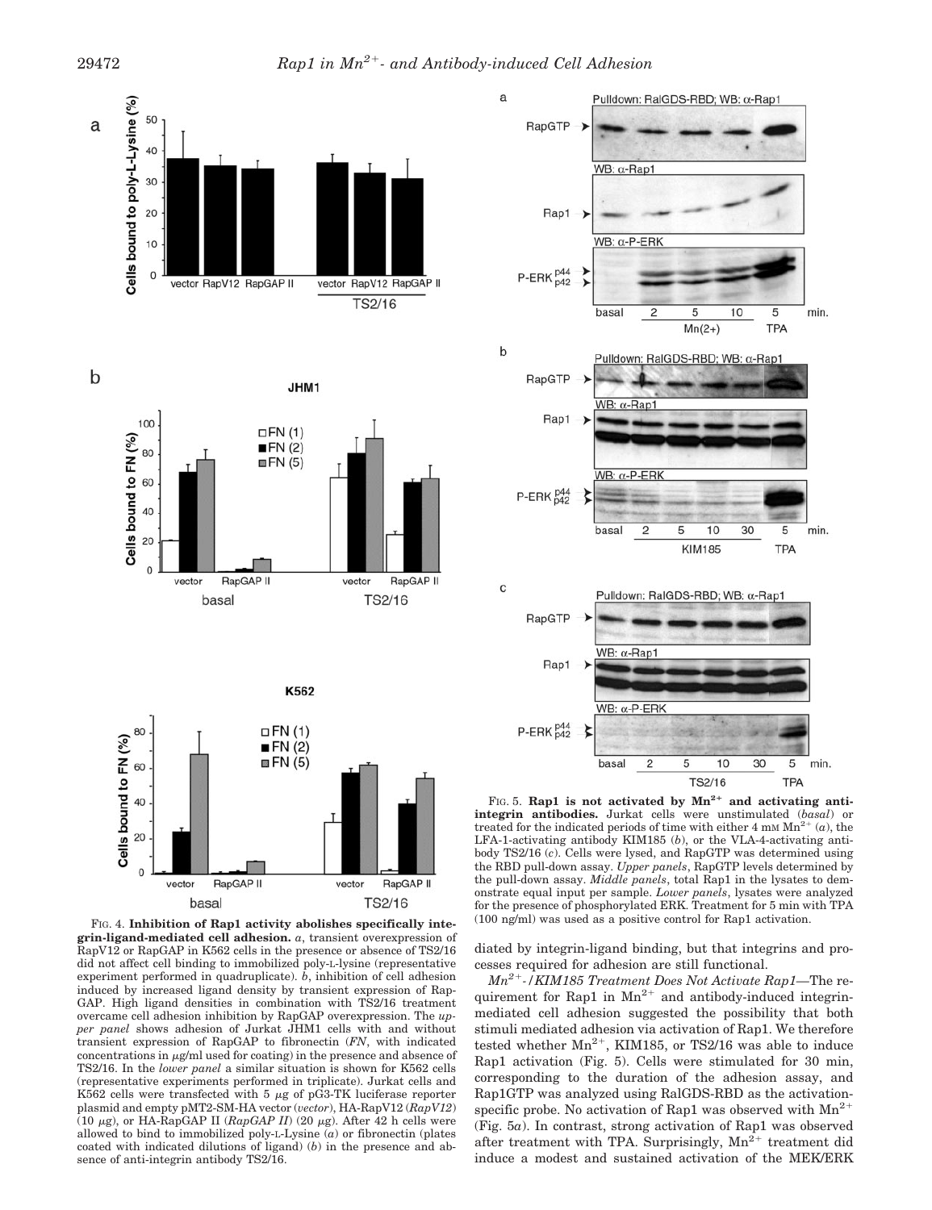FIG. 4. **Inhibition of Rap1 activity abolishes specifically integrin-ligand-mediated cell adhesion.** *a*, transient overexpression of RapV12 or RapGAP in K562 cells in the presence or absence of TS2/16 did not affect cell binding to immobilized poly-L-lysine (representative experiment performed in quadruplicate). *b*, inhibition of cell adhesion induced by increased ligand density by transient expression of RapGAP. High ligand densities in combination with TS2/16 treatment overcame cell adhesion inhibition by RapGAP overexpression. The *upper panel* shows adhesion of Jurkat JHM1 cells with and without transient expression of RapGAP to fibronectin (*FN*, with indicated concentrations in μg/ml used for coating) in the presence and absence of TS2/16. In the *lower panel* a similar situation is shown for K562 cells (representative experiments performed in triplicate). Jurkat cells and K562 cells were transfected with 5 μg of pG3-TK luciferase reporter plasmid and empty pMT2-SM-HA vector (*vector*), HA-RapV12 (*RapV12*) (10 μg), or HA-RapGAP II (*RapGAP II*) (20 μg). After 42 h cells were allowed to bind to immobilized poly-L-Lysine (*a*) or fibronectin (plates coated with indicated dilutions of ligand) (*b*) in the presence and absence of anti-integrin antibody TS2/16.

FIG. 5. **Rap1 is not activated by $Mn^{2+}$ and activating anti-integrin antibodies.** Jurkat cells were unstimulated (*basal*) or treated for the indicated periods of time with either 4 mM $Mn^{2+}$ (*a*), the LFA-1-activating antibody KIM185 (*b*), or the VLA-4-activating antibody TS2/16 (*c*). Cells were lysed, and RapGTP was determined using the RBD pull-down assay. *Upper panels*, RapGTP levels determined by the pull-down assay. *Middle panels*, total Rap1 in the lysates to demonstrate equal input per sample. *Lower panels*, lysates were analyzed for the presence of phosphorylated ERK. Treatment for 5 min with TPA (100 ng/ml) was used as a positive control for Rap1 activation.

diated by integrin-ligand binding, but that integrins and processes required for adhesion are still functional.

*$Mn^{2+}$-/KIM185 Treatment Does Not Activate Rap1*—The requirement for Rap1 in $Mn^{2+}$ and antibody-induced integrin-mediated cell adhesion suggested the possibility that both stimuli mediated adhesion via activation of Rap1. We therefore tested whether $Mn^{2+}$, KIM185, or TS2/16 was able to induce Rap1 activation (Fig. 5). Cells were stimulated for 30 min, corresponding to the duration of the adhesion assay, and Rap1GTP was analyzed using RalGDS-RBD as the activation-specific probe. No activation of Rap1 was observed with $Mn^{2+}$ (Fig. 5*a*). In contrast, strong activation of Rap1 was observed after treatment with TPA. Surprisingly, $Mn^{2+}$ treatment did induce a modest and sustained activation of the MEK/ERK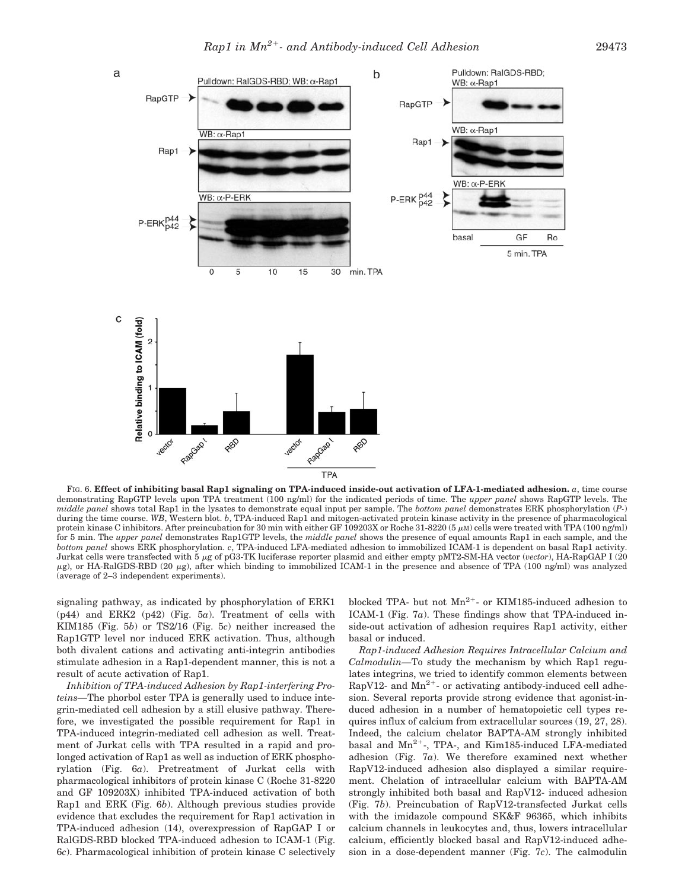FIG. 6. **Effect of inhibiting basal Rap1 signaling on TPA-induced inside-out activation of LFA-1-mediated adhesion.** *a*, time course demonstrating RapGTP levels upon TPA treatment (100 ng/ml) for the indicated periods of time. The *upper panel* shows RapGTP levels. The *middle panel* shows total Rap1 in the lysates to demonstrate equal input per sample. The *bottom panel* demonstrates ERK phosphorylation (*P*-) during the time course. *WB*, Western blot. *b*, TPA-induced Rap1 and mitogen-activated protein kinase activity in the presence of pharmacological protein kinase C inhibitors. After preincubation for 30 min with either GF 109203X or Roche 31-8220 (5 μM) cells were treated with TPA (100 ng/ml) for 5 min. The *upper panel* demonstrates Rap1GTP levels, the *middle panel* shows the presence of equal amounts Rap1 in each sample, and the *bottom panel* shows ERK phosphorylation. *c*, TPA-induced LFA-mediated adhesion to immobilized ICAM-1 is dependent on basal Rap1 activity. Jurkat cells were transfected with 5 μg of pG3-TK luciferase reporter plasmid and either empty pMT2-SM-HA vector (*vector*), HA-RapGAP I (20 μg), or HA-RalGDS-RBD (20 μg), after which binding to immobilized ICAM-1 in the presence and absence of TPA (100 ng/ml) was analyzed (average of 2–3 independent experiments).

signaling pathway, as indicated by phosphorylation of ERK1 (p44) and ERK2 (p42) (Fig. 5*a*). Treatment of cells with KIM185 (Fig. 5*b*) or TS2/16 (Fig. 5*c*) neither increased the Rap1GTP level nor induced ERK activation. Thus, although both divalent cations and activating anti-integrin antibodies stimulate adhesion in a Rap1-dependent manner, this is not a result of acute activation of Rap1.

*Inhibition of TPA-induced Adhesion by Rap1-interfering Proteins*—The phorbol ester TPA is generally used to induce integrin-mediated cell adhesion by a still elusive pathway. Therefore, we investigated the possible requirement for Rap1 in TPA-induced integrin-mediated cell adhesion as well. Treatment of Jurkat cells with TPA resulted in a rapid and prolonged activation of Rap1 as well as induction of ERK phosphorylation (Fig. 6*a*). Pretreatment of Jurkat cells with pharmacological inhibitors of protein kinase C (Roche 31-8220 and GF 109203X) inhibited TPA-induced activation of both Rap1 and ERK (Fig. 6*b*). Although previous studies provide evidence that excludes the requirement for Rap1 activation in TPA-induced adhesion (14), overexpression of RapGAP I or RalGDS-RBD blocked TPA-induced adhesion to ICAM-1 (Fig. 6*c*). Pharmacological inhibition of protein kinase C selectively blocked TPA- but not $Mn^{2+}$- or KIM185-induced adhesion to ICAM-1 (Fig. 7*a*). These findings show that TPA-induced inside-out activation of adhesion requires Rap1 activity, either basal or induced.

*Rap1-induced Adhesion Requires Intracellular Calcium and Calmodulin*—To study the mechanism by which Rap1 regulates integrins, we tried to identify common elements between RapV12- and $Mn^{2+}$- or activating antibody-induced cell adhesion. Several reports provide strong evidence that agonist-induced adhesion in a number of hematopoietic cell types requires influx of calcium from extracellular sources (19, 27, 28). Indeed, the calcium chelator BAPTA-AM strongly inhibited basal and $Mn^{2+}$-, TPA-, and Kim185-induced LFA-mediated adhesion (Fig. 7*a*). We therefore examined next whether RapV12-induced adhesion also displayed a similar requirement. Chelation of intracellular calcium with BAPTA-AM strongly inhibited both basal and RapV12- induced adhesion (Fig. 7*b*). Preincubation of RapV12-transfected Jurkat cells with the imidazole compound SK&F 96365, which inhibits calcium channels in leukocytes and, thus, lowers intracellular calcium, efficiently blocked basal and RapV12-induced adhesion in a dose-dependent manner (Fig. 7*c*). The calmodulin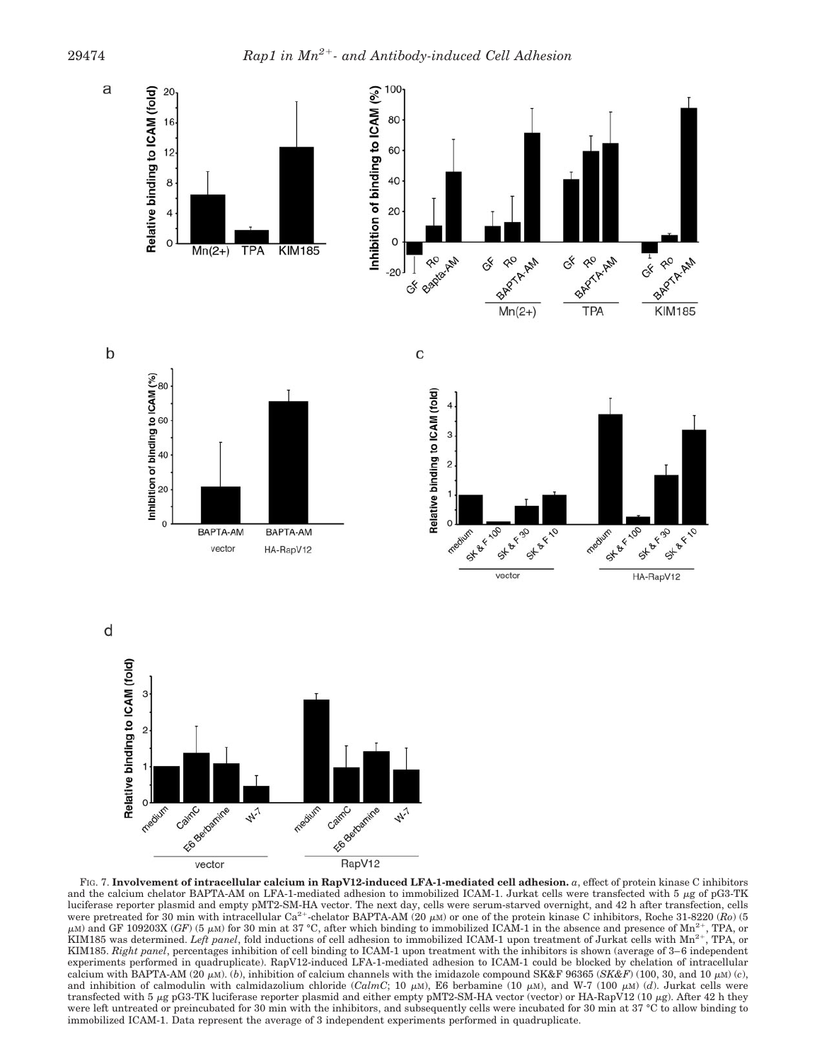FIG. 7. **Involvement of intracellular calcium in RapV12-induced LFA-1-mediated cell adhesion.** *a*, effect of protein kinase C inhibitors and the calcium chelator BAPTA-AM on LFA-1-mediated adhesion to immobilized ICAM-1. Jurkat cells were transfected with 5 μg of pG3-TK luciferase reporter plasmid and empty pMT2-SM-HA vector. The next day, cells were serum-starved overnight, and 42 h after transfection, cells were pretreated for 30 min with intracellular $Ca^{2+}$-chelator BAPTA-AM (20 μM) or one of the protein kinase C inhibitors, Roche 31-8220 (*Ro*) (5 μM) and GF 109203X (*GF*) (5 μM) for 30 min at 37 °C, after which binding to immobilized ICAM-1 in the absence and presence of $Mn^{2+}$, TPA, or KIM185 was determined. *Left panel*, fold inductions of cell adhesion to immobilized ICAM-1 upon treatment of Jurkat cells with $Mn^{2+}$, TPA, or KIM185. *Right panel*, percentages inhibition of cell binding to ICAM-1 upon treatment with the inhibitors is shown (average of 3–6 independent experiments performed in quadruplicate). RapV12-induced LFA-1-mediated adhesion to ICAM-1 could be blocked by chelation of intracellular calcium with BAPTA-AM (20 μM). (*b*), inhibition of calcium channels with the imidazole compound SK&F 96365 (*SK&F*) (100, 30, and 10 μM) (*c*), and inhibition of calmodulin with calmidazolium chloride (*CalmC*; 10 μM), E6 berbamine (10 μM), and W-7 (100 μM) (*d*). Jurkat cells were transfected with 5 μg pG3-TK luciferase reporter plasmid and either empty pMT2-SM-HA vector (vector) or HA-RapV12 (10 μg). After 42 h they were left untreated or preincubated for 30 min with the inhibitors, and subsequently cells were incubated for 30 min at 37 °C to allow binding to immobilized ICAM-1. Data represent the average of 3 independent experiments performed in quadruplicate.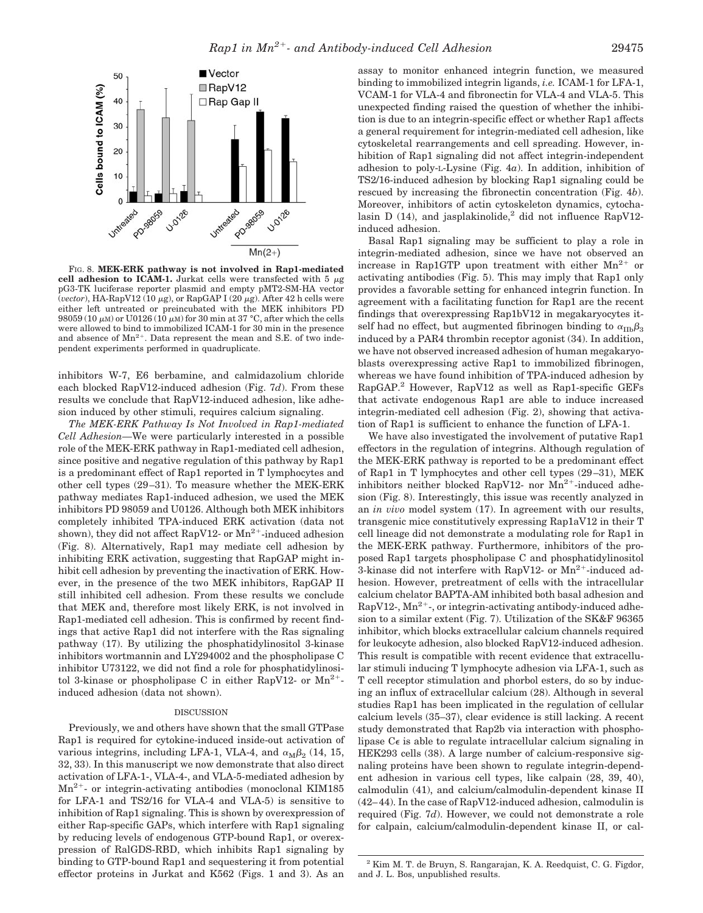FIG. 8. **MEK-ERK pathway is not involved in Rap1-mediated cell adhesion to ICAM-1.** Jurkat cells were transfected with 5 μg pG3-TK luciferase reporter plasmid and empty pMT2-SM-HA vector (*vector*), HA-RapV12 (10 μg), or RapGAP I (20 μg). After 42 h cells were either left untreated or preincubated with the MEK inhibitors PD 98059 (10 μM) or U0126 (10 μM) for 30 min at 37 °C, after which the cells were allowed to bind to immobilized ICAM-1 for 30 min in the presence and absence of $Mn^{2+}$. Data represent the mean and S.E. of two independent experiments performed in quadruplicate.

inhibitors W-7, E6 berbamine, and calmidazolium chloride each blocked RapV12-induced adhesion (Fig. 7*d*). From these results we conclude that RapV12-induced adhesion, like adhesion induced by other stimuli, requires calcium signaling.

*The MEK-ERK Pathway Is Not Involved in Rap1-mediated Cell Adhesion*—We were particularly interested in a possible role of the MEK-ERK pathway in Rap1-mediated cell adhesion, since positive and negative regulation of this pathway by Rap1 is a predominant effect of Rap1 reported in T lymphocytes and other cell types (29–31). To measure whether the MEK-ERK pathway mediates Rap1-induced adhesion, we used the MEK inhibitors PD 98059 and U0126. Although both MEK inhibitors completely inhibited TPA-induced ERK activation (data not shown), they did not affect RapV12- or $Mn^{2+}$-induced adhesion (Fig. 8). Alternatively, Rap1 may mediate cell adhesion by inhibiting ERK activation, suggesting that RapGAP might inhibit cell adhesion by preventing the inactivation of ERK. However, in the presence of the two MEK inhibitors, RapGAP II still inhibited cell adhesion. From these results we conclude that MEK and, therefore most likely ERK, is not involved in Rap1-mediated cell adhesion. This is confirmed by recent findings that active Rap1 did not interfere with the Ras signaling pathway (17). By utilizing the phosphatidylinositol 3-kinase inhibitors wortmannin and LY294002 and the phospholipase C inhibitor U73122, we did not find a role for phosphatidylinositol 3-kinase or phospholipase C in either RapV12- or $Mn^{2+}$-induced adhesion (data not shown).

## DISCUSSION

Previously, we and others have shown that the small GTPase Rap1 is required for cytokine-induced inside-out activation of various integrins, including LFA-1, VLA-4, and $\alpha_M\beta_2$ (14, 15, 32, 33). In this manuscript we now demonstrate that also direct activation of LFA-1-, VLA-4-, and VLA-5-mediated adhesion by $Mn^{2+}$- or integrin-activating antibodies (monoclonal KIM185 for LFA-1 and TS2/16 for VLA-4 and VLA-5) is sensitive to inhibition of Rap1 signaling. This is shown by overexpression of either Rap-specific GAPs, which interfere with Rap1 signaling by reducing levels of endogenous GTP-bound Rap1, or overexpression of RalGDS-RBD, which inhibits Rap1 signaling by binding to GTP-bound Rap1 and sequestering it from potential effector proteins in Jurkat and K562 (Figs. 1 and 3). As an assay to monitor enhanced integrin function, we measured binding to immobilized integrin ligands, *i.e.* ICAM-1 for LFA-1, VCAM-1 for VLA-4 and fibronectin for VLA-4 and VLA-5. This unexpected finding raised the question of whether the inhibition is due to an integrin-specific effect or whether Rap1 affects a general requirement for integrin-mediated cell adhesion, like cytoskeletal rearrangements and cell spreading. However, inhibition of Rap1 signaling did not affect integrin-independent adhesion to poly-L-Lysine (Fig. 4*a*). In addition, inhibition of TS2/16-induced adhesion by blocking Rap1 signaling could be rescued by increasing the fibronectin concentration (Fig. 4*b*). Moreover, inhibitors of actin cytoskeleton dynamics, cytochalasin D (14), and jasplakinolide,[2] did not influence RapV12-induced adhesion.

Basal Rap1 signaling may be sufficient to play a role in integrin-mediated adhesion, since we have not observed an increase in Rap1GTP upon treatment with either $Mn^{2+}$ or activating antibodies (Fig. 5). This may imply that Rap1 only provides a favorable setting for enhanced integrin function. In agreement with a facilitating function for Rap1 are the recent findings that overexpressing Rap1bV12 in megakaryocytes itself had no effect, but augmented fibrinogen binding to $\alpha_{IIb}\beta_3$ induced by a PAR4 thrombin receptor agonist (34). In addition, we have not observed increased adhesion of human megakaryoblasts overexpressing active Rap1 to immobilized fibrinogen, whereas we have found inhibition of TPA-induced adhesion by RapGAP.[2] However, RapV12 as well as Rap1-specific GEFs that activate endogenous Rap1 are able to induce increased integrin-mediated cell adhesion (Fig. 2), showing that activation of Rap1 is sufficient to enhance the function of LFA-1.

We have also investigated the involvement of putative Rap1 effectors in the regulation of integrins. Although regulation of the MEK-ERK pathway is reported to be a predominant effect of Rap1 in T lymphocytes and other cell types (29–31), MEK inhibitors neither blocked RapV12- nor $Mn^{2+}$-induced adhesion (Fig. 8). Interestingly, this issue was recently analyzed in an *in vivo* model system (17). In agreement with our results, transgenic mice constitutively expressing Rap1aV12 in their T cell lineage did not demonstrate a modulating role for Rap1 in the MEK-ERK pathway. Furthermore, inhibitors of the proposed Rap1 targets phospholipase C and phosphatidylinositol 3-kinase did not interfere with RapV12- or $Mn^{2+}$-induced adhesion. However, pretreatment of cells with the intracellular calcium chelator BAPTA-AM inhibited both basal adhesion and RapV12-, $Mn^{2+}$-, or integrin-activating antibody-induced adhesion to a similar extent (Fig. 7). Utilization of the SK&F 96365 inhibitor, which blocks extracellular calcium channels required for leukocyte adhesion, also blocked RapV12-induced adhesion. This result is compatible with recent evidence that extracellular stimuli inducing T lymphocyte adhesion via LFA-1, such as T cell receptor stimulation and phorbol esters, do so by inducing an influx of extracellular calcium (28). Although in several studies Rap1 has been implicated in the regulation of cellular calcium levels (35–37), clear evidence is still lacking. A recent study demonstrated that Rap2b via interaction with phospholipase Cε is able to regulate intracellular calcium signaling in HEK293 cells (38). A large number of calcium-responsive signaling proteins have been shown to regulate integrin-dependent adhesion in various cell types, like calpain (28, 39, 40), calmodulin (41), and calcium/calmodulin-dependent kinase II (42–44). In the case of RapV12-induced adhesion, calmodulin is required (Fig. 7*d*). However, we could not demonstrate a role for calpain, calcium/calmodulin-dependent kinase II, or cal-

[2] Kim M. T. de Bruyn, S. Rangarajan, K. A. Reedquist, C. G. Figdor, and J. L. Bos, unpublished results.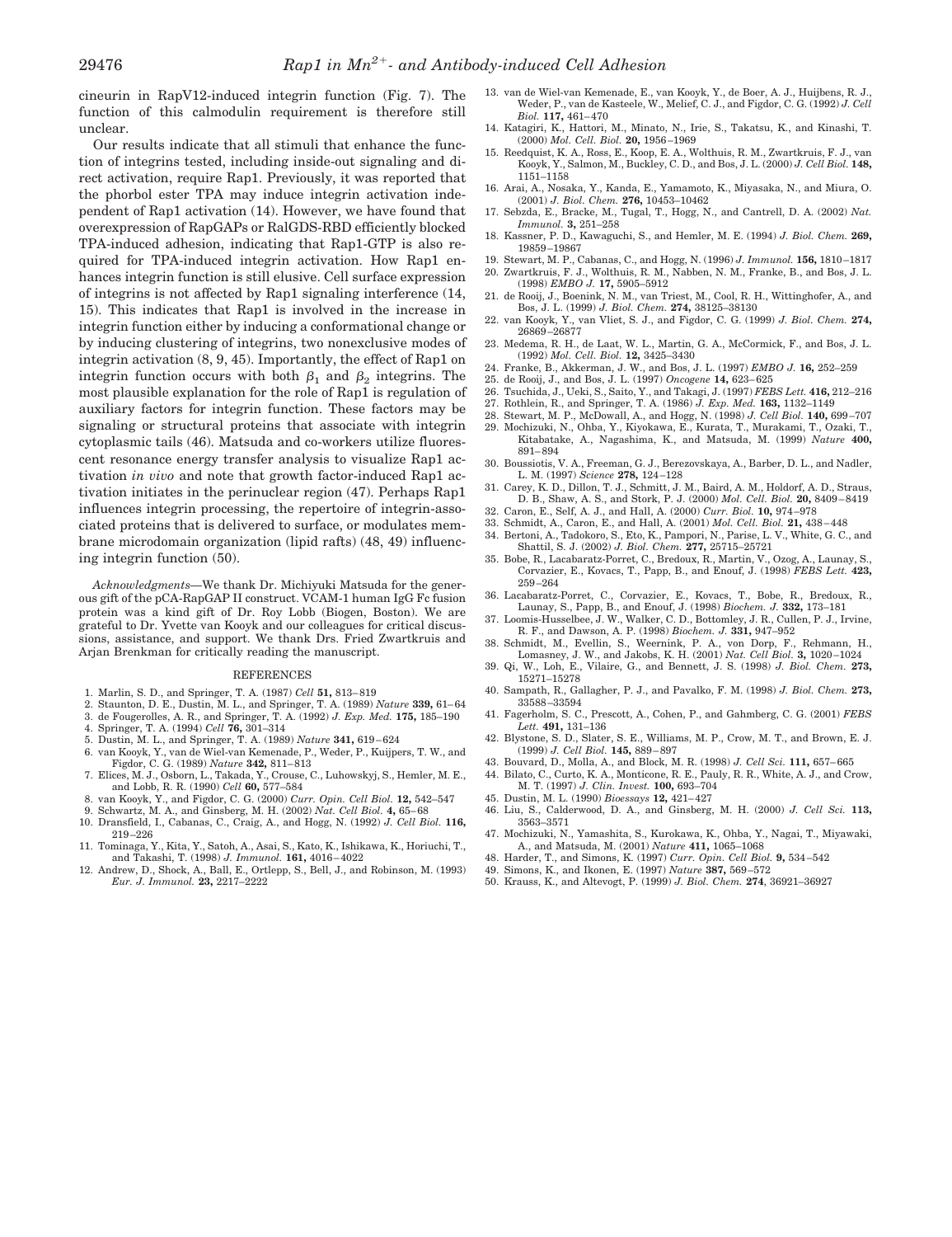cineurin in RapV12-induced integrin function (Fig. 7). The function of this calmodulin requirement is therefore still unclear.

Our results indicate that all stimuli that enhance the function of integrins tested, including inside-out signaling and direct activation, require Rap1. Previously, it was reported that the phorbol ester TPA may induce integrin activation independent of Rap1 activation (14). However, we have found that overexpression of RapGAPs or RalGDS-RBD efficiently blocked TPA-induced adhesion, indicating that Rap1-GTP is also required for TPA-induced integrin activation. How Rap1 enhances integrin function is still elusive. Cell surface expression of integrins is not affected by Rap1 signaling interference (14, 15). This indicates that Rap1 is involved in the increase in integrin function either by inducing a conformational change or by inducing clustering of integrins, two nonexclusive modes of integrin activation (8, 9, 45). Importantly, the effect of Rap1 on integrin function occurs with both $\beta_1$ and $\beta_2$ integrins. The most plausible explanation for the role of Rap1 is regulation of auxiliary factors for integrin function. These factors may be signaling or structural proteins that associate with integrin cytoplasmic tails (46). Matsuda and co-workers utilize fluorescent resonance energy transfer analysis to visualize Rap1 activation *in vivo* and note that growth factor-induced Rap1 activation initiates in the perinuclear region (47). Perhaps Rap1 influences integrin processing, the repertoire of integrin-associated proteins that is delivered to surface, or modulates membrane microdomain organization (lipid rafts) (48, 49) influencing integrin function (50).

*Acknowledgments*—We thank Dr. Michiyuki Matsuda for the generous gift of the pCA-RapGAP II construct. VCAM-1 human IgG Fc fusion protein was a kind gift of Dr. Roy Lobb (Biogen, Boston). We are grateful to Dr. Yvette van Kooyk and our colleagues for critical discussions, assistance, and support. We thank Drs. Fried Zwartkruis and Arjan Brenkman for critically reading the manuscript.

## REFERENCES

1. Marlin, S. D., and Springer, T. A. (1987) *Cell* **51,** 813–819
2. Staunton, D. E., Dustin, M. L., and Springer, T. A. (1989) *Nature* **339,** 61–64
3. de Fougerolles, A. R., and Springer, T. A. (1992) *J. Exp. Med.* **175,** 185–190
4. Springer, T. A. (1994) *Cell* **76,** 301–314
5. Dustin, M. L., and Springer, T. A. (1989) *Nature* **341,** 619–624
6. van Kooyk, Y., van de Wiel-van Kemenade, P., Weder, P., Kuijpers, T. W., and Figdor, C. G. (1989) *Nature* **342,** 811–813
7. Elices, M. J., Osborn, L., Takada, Y., Crouse, C., Luhowskyj, S., Hemler, M. E., and Lobb, R. R. (1990) *Cell* **60,** 577–584
8. van Kooyk, Y., and Figdor, C. G. (2000) *Curr. Opin. Cell Biol.* **12,** 542–547
9. Schwartz, M. A., and Ginsberg, M. H. (2002) *Nat. Cell Biol.* **4,** 65–68
10. Dransfield, I., Cabanas, C., Craig, A., and Hogg, N. (1992) *J. Cell Biol.* **116,** 219–226
11. Tominaga, Y., Kita, Y., Satoh, A., Asai, S., Kato, K., Ishikawa, K., Horiuchi, T., and Takashi, T. (1998) *J. Immunol.* **161,** 4016–4022
12. Andrew, D., Shock, A., Ball, E., Ortlepp, S., Bell, J., and Robinson, M. (1993) *Eur. J. Immunol.* **23,** 2217–2222
13. van de Wiel-van Kemenade, E., van Kooyk, Y., de Boer, A. J., Huijbens, R. J., Weder, P., van de Kasteele, W., Melief, C. J., and Figdor, C. G. (1992) *J. Cell Biol.* **117,** 461–470
14. Katagiri, K., Hattori, M., Minato, N., Irie, S., Takatsu, K., and Kinashi, T. (2000) *Mol. Cell. Biol.* **20,** 1956–1969
15. Reedquist, K. A., Ross, E., Koop, E. A., Wolthuis, R. M., Zwartkruis, F. J., van Kooyk, Y., Salmon, M., Buckley, C. D., and Bos, J. L. (2000) *J. Cell Biol.* **148,** 1151–1158
16. Arai, A., Nosaka, Y., Kanda, E., Yamamoto, K., Miyasaka, N., and Miura, O. (2001) *J. Biol. Chem.* **276,** 10453–10462
17. Sebzda, E., Bracke, M., Tugal, T., Hogg, N., and Cantrell, D. A. (2002) *Nat. Immunol.* **3,** 251–258
18. Kassner, P. D., Kawaguchi, S., and Hemler, M. E. (1994) *J. Biol. Chem.* **269,** 19859–19867
19. Stewart, M. P., Cabanas, C., and Hogg, N. (1996) *J. Immunol.* **156,** 1810–1817
20. Zwartkruis, F. J., Wolthuis, R. M., Nabben, N. M., Franke, B., and Bos, J. L. (1998) *EMBO J.* **17,** 5905–5912
21. de Rooij, J., Boenink, N. M., van Triest, M., Cool, R. H., Wittinghofer, A., and Bos, J. L. (1999) *J. Biol. Chem.* **274,** 38125–38130
22. van Kooyk, Y., van Vliet, S. J., and Figdor, C. G. (1999) *J. Biol. Chem.* **274,** 26869–26877
23. Medema, R. H., de Laat, W. L., Martin, G. A., McCormick, F., and Bos, J. L. (1992) *Mol. Cell. Biol.* **12,** 3425–3430
24. Franke, B., Akkerman, J. W., and Bos, J. L. (1997) *EMBO J.* **16,** 252–259
25. de Rooij, J., and Bos, J. L. (1997) *Oncogene* **14,** 623–625
26. Tsuchida, J., Ueki, S., Saito, Y., and Takagi, J. (1997) *FEBS Lett.* **416,** 212–216
27. Rothlein, R., and Springer, T. A. (1986) *J. Exp. Med.* **163,** 1132–1149
28. Stewart, M. P., McDowall, A., and Hogg, N. (1998) *J. Cell Biol.* **140,** 699–707
29. Mochizuki, N., Ohba, Y., Kiyokawa, E., Kurata, T., Murakami, T., Ozaki, T., Kitabatake, A., Nagashima, K., and Matsuda, M. (1999) *Nature* **400,** 891–894
30. Boussiotis, V. A., Freeman, G. J., Berezovskaya, A., Barber, D. L., and Nadler, L. M. (1997) *Science* **278,** 124–128
31. Carey, K. D., Dillon, T. J., Schmitt, J. M., Baird, A. M., Holdorf, A. D., Straus, D. B., Shaw, A. S., and Stork, P. J. (2000) *Mol. Cell. Biol.* **20,** 8409–8419
32. Caron, E., Self, A. J., and Hall, A. (2000) *Curr. Biol.* **10,** 974–978
33. Schmidt, A., Caron, E., and Hall, A. (2001) *Mol. Cell. Biol.* **21,** 438–448
34. Bertoni, A., Tadokoro, S., Eto, K., Pampori, N., Parise, L. V., White, G. C., and Shattil, S. J. (2002) *J. Biol. Chem.* **277,** 25715–25721
35. Bobe, R., Lacabaratz-Porret, C., Bredoux, R., Martin, V., Ozog, A., Launay, S., Corvazier, E., Kovacs, T., Papp, B., and Enouf, J. (1998) *FEBS Lett.* **423,** 259–264
36. Lacabaratz-Porret, C., Corvazier, E., Kovacs, T., Bobe, R., Bredoux, R., Launay, S., Papp, B., and Enouf, J. (1998) *Biochem. J.* **332,** 173–181
37. Loomis-Husselbee, J. W., Walker, C. D., Bottomley, J. R., Cullen, P. J., Irvine, R. F., and Dawson, A. P. (1998) *Biochem. J.* **331,** 947–952
38. Schmidt, M., Evellin, S., Weernink, P. A., von Dorp, F., Rehmann, H., Lomasney, J. W., and Jakobs, K. H. (2001) *Nat. Cell Biol.* **3,** 1020–1024
39. Qi, W., Loh, E., Vilaire, G., and Bennett, J. S. (1998) *J. Biol. Chem.* **273,** 15271–15278
40. Sampath, R., Gallagher, P. J., and Pavalko, F. M. (1998) *J. Biol. Chem.* **273,** 33588–33594
41. Fagerholm, S. C., Prescott, A., Cohen, P., and Gahmberg, C. G. (2001) *FEBS Lett.* **491,** 131–136
42. Blystone, S. D., Slater, S. E., Williams, M. P., Crow, M. T., and Brown, E. J. (1999) *J. Cell Biol.* **145,** 889–897
43. Bouvard, D., Molla, A., and Block, M. R. (1998) *J. Cell Sci.* **111,** 657–665
44. Bilato, C., Curto, K. A., Monticone, R. E., Pauly, R. R., White, A. J., and Crow, M. T. (1997) *J. Clin. Invest.* **100,** 693–704
45. Dustin, M. L. (1990) *Bioessays* **12,** 421–427
46. Liu, S., Calderwood, D. A., and Ginsberg, M. H. (2000) *J. Cell Sci.* **113,** 3563–3571
47. Mochizuki, N., Yamashita, S., Kurokawa, K., Ohba, Y., Nagai, T., Miyawaki, A., and Matsuda, M. (2001) *Nature* **411,** 1065–1068
48. Harder, T., and Simons, K. (1997) *Curr. Opin. Cell Biol.* **9,** 534–542
49. Simons, K., and Ikonen, E. (1997) *Nature* **387,** 569–572
50. Krauss, K., and Altevogt, P. (1999) *J. Biol. Chem.* **274**, 36921–36927